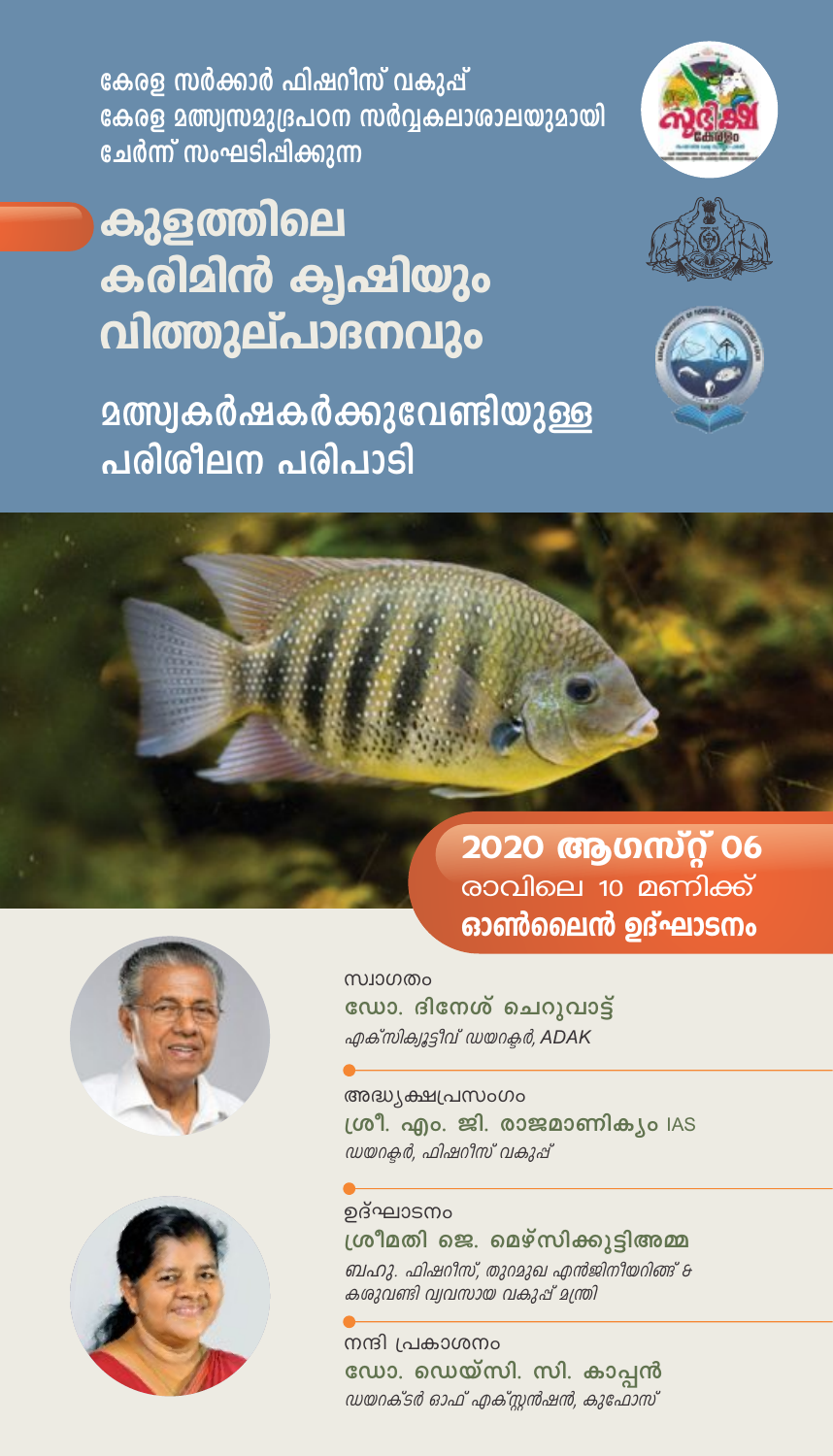കേരള സർക്കാർ ഫിഷറീസ് വകുപ്പ്
കേരള മത്സ്യസമുദ്രപഠന സർവ്വകലാശാലയുമായി
ചേർന്ന് സംഘടിപ്പിക്കുന്ന

# കുളത്തിലെ കരിമീൻ കൃഷിയും വിത്തുല്പാദനവും

## മത്സ്യകർഷകർക്കുവേണ്ടിയുള്ള പരിശീലന പരിപാടി

**2020 ആഗസ്റ്റ് 06**
രാവിലെ 10 മണിക്ക്
**ഓൺലൈൻ ഉദ്ഘാടനം**

സ്വാഗതം
**ഡോ. ദിനേശ് ചെറുവാട്ട്**
*എക്സിക്യൂട്ടീവ് ഡയറക്ടർ, ADAK*

അദ്ധ്യക്ഷപ്രസംഗം
**ശ്രീ. എം. ജി. രാജമാണിക്യം** IAS
*ഡയറക്ടർ, ഫിഷറീസ് വകുപ്പ്*

ഉദ്ഘാടനം
**ശ്രീമതി ജെ. മെഴ്സിക്കുട്ടിഅമ്മ**
*ബഹു. ഫിഷറീസ്, തുറമുഖ എൻജിനീയറിങ്ങ് & കശുവണ്ടി വ്യവസായ വകുപ്പ് മന്ത്രി*

നന്ദി പ്രകാശനം
**ഡോ. ഡെയ്സി. സി. കാപ്പൻ**
*ഡയറക്ടർ ഓഫ് എക്സ്റ്റൻഷൻ, കുഫോസ്*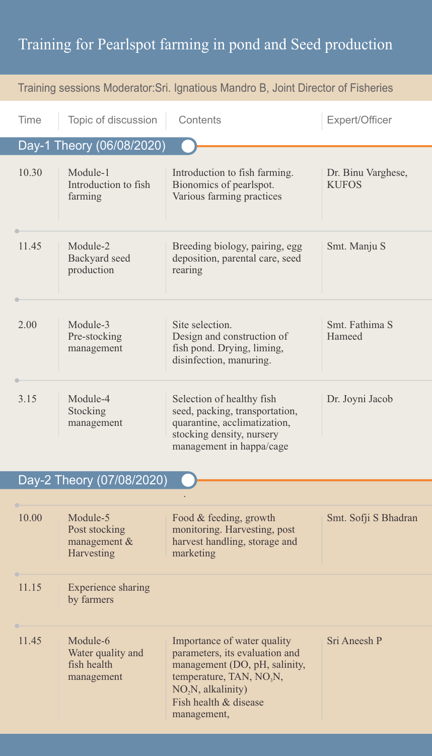# Training for Pearlspot farming in pond and Seed production

Training sessions Moderator:Sri. Ignatious Mandro B, Joint Director of Fisheries

| Time | Topic of discussion | Contents | Expert/Officer |
|---|---|---|---|
| **Day-1 Theory (06/08/2020)** | | | |
| 10.30 | Module-1 Introduction to fish farming | Introduction to fish farming. Bionomics of pearlspot. Various farming practices | Dr. Binu Varghese, KUFOS |
| 11.45 | Module-2 Backyard seed production | Breeding biology, pairing, egg deposition, parental care, seed rearing | Smt. Manju S |
| 2.00 | Module-3 Pre-stocking management | Site selection. Design and construction of fish pond. Drying, liming, disinfection, manuring. | Smt. Fathima S Hameed |
| 3.15 | Module-4 Stocking management | Selection of healthy fish seed, packing, transportation, quarantine, acclimatization, stocking density, nursery management in happa/cage | Dr. Joyni Jacob |
| **Day-2 Theory (07/08/2020)** | | | |
| 10.00 | Module-5 Post stocking management & Harvesting | Food & feeding, growth monitoring. Harvesting, post harvest handling, storage and marketing | Smt. Sofji S Bhadran |
| 11.15 | Experience sharing by farmers | | |
| 11.45 | Module-6 Water quality and fish health management | Importance of water quality parameters, its evaluation and management (DO, pH, salinity, temperature, TAN, $NO_3N$, $NO_2N$, alkalinity) Fish health & disease management, | Sri Aneesh P |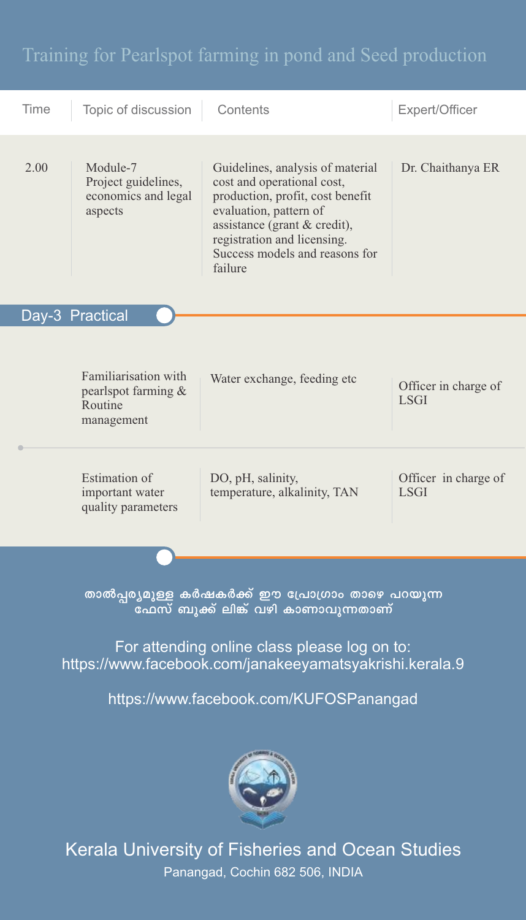# Training for Pearlspot farming in pond and Seed production

| Time | Topic of discussion | Contents | Expert/Officer |
|---|---|---|---|
| 2.00 | Module-7 Project guidelines, economics and legal aspects | Guidelines, analysis of material cost and operational cost, production, profit, cost benefit evaluation, pattern of assistance (grant & credit), registration and licensing. Success models and reasons for failure | Dr. Chaithanya ER |
| **Day-3 Practical** | | | |
| | Familiarisation with pearlspot farming & Routine management | Water exchange, feeding etc | Officer in charge of LSGI |
| | Estimation of important water quality parameters | DO, pH, salinity, temperature, alkalinity, TAN | Officer in charge of LSGI |

താൽപ്പര്യമുള്ള കർഷകർക്ക് ഈ പ്രോഗ്രാം താഴെ പറയുന്ന ഫേസ് ബുക്ക് ലിങ്ക് വഴി കാണാവുന്നതാണ്

For attending online class please log on to:
https://www.facebook.com/janakeeyamatsyakrishi.kerala.9

https://www.facebook.com/KUFOSPanangad

Kerala University of Fisheries and Ocean Studies
Panangad, Cochin 682 506, INDIA